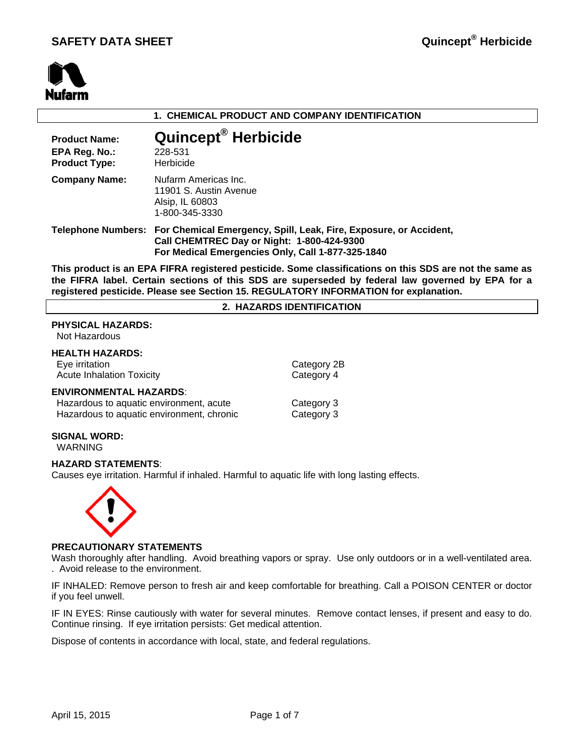# SAFETY DATA SHEET — Quincept® Herbicide

Nufarm

## 1. CHEMICAL PRODUCT AND COMPANY IDENTIFICATION

**Product Name:** Quincept® Herbicide
**EPA Reg. No.:** 228-531
**Product Type:** Herbicide

**Company Name:** Nufarm Americas Inc.
11901 S. Austin Avenue
Alsip, IL 60803
1-800-345-3330

**Telephone Numbers:** **For Chemical Emergency, Spill, Leak, Fire, Exposure, or Accident, Call CHEMTREC Day or Night: 1-800-424-9300**
**For Medical Emergencies Only, Call 1-877-325-1840**

**This product is an EPA FIFRA registered pesticide. Some classifications on this SDS are not the same as the FIFRA label. Certain sections of this SDS are superseded by federal law governed by EPA for a registered pesticide. Please see Section 15. REGULATORY INFORMATION for explanation.**

## 2. HAZARDS IDENTIFICATION

**PHYSICAL HAZARDS:**
Not Hazardous

**HEALTH HAZARDS:**

| | |
|---|---|
| Eye irritation | Category 2B |
| Acute Inhalation Toxicity | Category 4 |

**ENVIRONMENTAL HAZARDS:**

| | |
|---|---|
| Hazardous to aquatic environment, acute | Category 3 |
| Hazardous to aquatic environment, chronic | Category 3 |

**SIGNAL WORD:**
WARNING

**HAZARD STATEMENTS**:
Causes eye irritation. Harmful if inhaled. Harmful to aquatic life with long lasting effects.

**PRECAUTIONARY STATEMENTS**
Wash thoroughly after handling. Avoid breathing vapors or spray. Use only outdoors or in a well-ventilated area. . Avoid release to the environment.

IF INHALED: Remove person to fresh air and keep comfortable for breathing. Call a POISON CENTER or doctor if you feel unwell.

IF IN EYES: Rinse cautiously with water for several minutes. Remove contact lenses, if present and easy to do. Continue rinsing. If eye irritation persists: Get medical attention.

Dispose of contents in accordance with local, state, and federal regulations.

April 15, 2015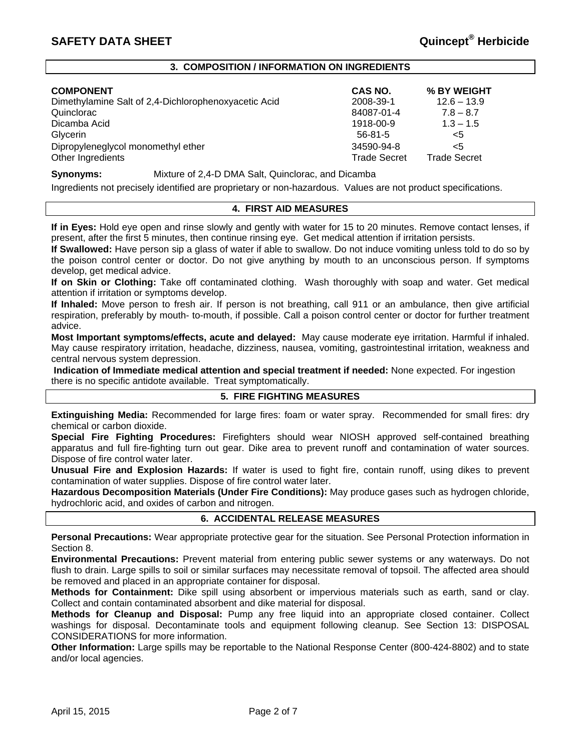## 3. COMPOSITION / INFORMATION ON INGREDIENTS

| COMPONENT | CAS NO. | % BY WEIGHT |
|---|---|---|
| Dimethylamine Salt of 2,4-Dichlorophenoxyacetic Acid | 2008-39-1 | 12.6 – 13.9 |
| Quinclorac | 84087-01-4 | 7.8 – 8.7 |
| Dicamba Acid | 1918-00-9 | 1.3 – 1.5 |
| Glycerin | 56-81-5 | <5 |
| Dipropyleneglycol monomethyl ether | 34590-94-8 | <5 |
| Other Ingredients | Trade Secret | Trade Secret |

**Synonyms:** Mixture of 2,4-D DMA Salt, Quinclorac, and Dicamba

Ingredients not precisely identified are proprietary or non-hazardous. Values are not product specifications.

## 4. FIRST AID MEASURES

**If in Eyes:** Hold eye open and rinse slowly and gently with water for 15 to 20 minutes. Remove contact lenses, if present, after the first 5 minutes, then continue rinsing eye. Get medical attention if irritation persists.

**If Swallowed:** Have person sip a glass of water if able to swallow. Do not induce vomiting unless told to do so by the poison control center or doctor. Do not give anything by mouth to an unconscious person. If symptoms develop, get medical advice.

**If on Skin or Clothing:** Take off contaminated clothing. Wash thoroughly with soap and water. Get medical attention if irritation or symptoms develop.

**If Inhaled:** Move person to fresh air. If person is not breathing, call 911 or an ambulance, then give artificial respiration, preferably by mouth- to-mouth, if possible. Call a poison control center or doctor for further treatment advice.

**Most Important symptoms/effects, acute and delayed:** May cause moderate eye irritation. Harmful if inhaled. May cause respiratory irritation, headache, dizziness, nausea, vomiting, gastrointestinal irritation, weakness and central nervous system depression.

**Indication of Immediate medical attention and special treatment if needed:** None expected. For ingestion there is no specific antidote available. Treat symptomatically.

## 5. FIRE FIGHTING MEASURES

**Extinguishing Media:** Recommended for large fires: foam or water spray. Recommended for small fires: dry chemical or carbon dioxide.

**Special Fire Fighting Procedures:** Firefighters should wear NIOSH approved self-contained breathing apparatus and full fire-fighting turn out gear. Dike area to prevent runoff and contamination of water sources. Dispose of fire control water later.

**Unusual Fire and Explosion Hazards:** If water is used to fight fire, contain runoff, using dikes to prevent contamination of water supplies. Dispose of fire control water later.

**Hazardous Decomposition Materials (Under Fire Conditions):** May produce gases such as hydrogen chloride, hydrochloric acid, and oxides of carbon and nitrogen.

## 6. ACCIDENTAL RELEASE MEASURES

**Personal Precautions:** Wear appropriate protective gear for the situation. See Personal Protection information in Section 8.

**Environmental Precautions:** Prevent material from entering public sewer systems or any waterways. Do not flush to drain. Large spills to soil or similar surfaces may necessitate removal of topsoil. The affected area should be removed and placed in an appropriate container for disposal.

**Methods for Containment:** Dike spill using absorbent or impervious materials such as earth, sand or clay. Collect and contain contaminated absorbent and dike material for disposal.

**Methods for Cleanup and Disposal:** Pump any free liquid into an appropriate closed container. Collect washings for disposal. Decontaminate tools and equipment following cleanup. See Section 13: DISPOSAL CONSIDERATIONS for more information.

**Other Information:** Large spills may be reportable to the National Response Center (800-424-8802) and to state and/or local agencies.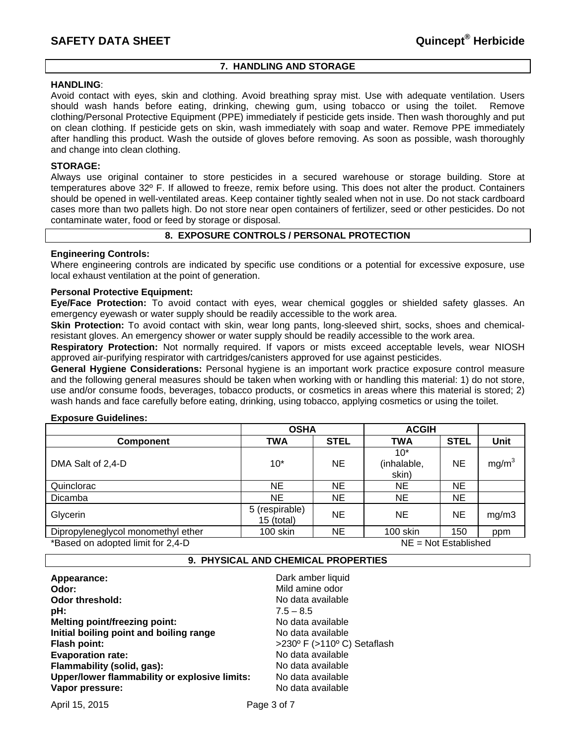## 7. HANDLING AND STORAGE

**HANDLING**:
Avoid contact with eyes, skin and clothing. Avoid breathing spray mist. Use with adequate ventilation. Users should wash hands before eating, drinking, chewing gum, using tobacco or using the toilet. Remove clothing/Personal Protective Equipment (PPE) immediately if pesticide gets inside. Then wash thoroughly and put on clean clothing. If pesticide gets on skin, wash immediately with soap and water. Remove PPE immediately after handling this product. Wash the outside of gloves before removing. As soon as possible, wash thoroughly and change into clean clothing.

**STORAGE:**
Always use original container to store pesticides in a secured warehouse or storage building. Store at temperatures above 32º F. If allowed to freeze, remix before using. This does not alter the product. Containers should be opened in well-ventilated areas. Keep container tightly sealed when not in use. Do not stack cardboard cases more than two pallets high. Do not store near open containers of fertilizer, seed or other pesticides. Do not contaminate water, food or feed by storage or disposal.

## 8. EXPOSURE CONTROLS / PERSONAL PROTECTION

**Engineering Controls:**
Where engineering controls are indicated by specific use conditions or a potential for excessive exposure, use local exhaust ventilation at the point of generation.

**Personal Protective Equipment:**
**Eye/Face Protection:** To avoid contact with eyes, wear chemical goggles or shielded safety glasses. An emergency eyewash or water supply should be readily accessible to the work area.
**Skin Protection:** To avoid contact with skin, wear long pants, long-sleeved shirt, socks, shoes and chemical-resistant gloves. An emergency shower or water supply should be readily accessible to the work area.
**Respiratory Protection:** Not normally required. If vapors or mists exceed acceptable levels, wear NIOSH approved air-purifying respirator with cartridges/canisters approved for use against pesticides.
**General Hygiene Considerations:** Personal hygiene is an important work practice exposure control measure and the following general measures should be taken when working with or handling this material: 1) do not store, use and/or consume foods, beverages, tobacco products, or cosmetics in areas where this material is stored; 2) wash hands and face carefully before eating, drinking, using tobacco, applying cosmetics or using the toilet.

**Exposure Guidelines:**

| | OSHA | | ACGIH | | |
|---|---|---|---|---|---|
| **Component** | **TWA** | **STEL** | **TWA** | **STEL** | **Unit** |
| DMA Salt of 2,4-D | 10* | NE | 10* (inhalable, skin) | NE | $mg/m^3$ |
| Quinclorac | NE | NE | NE | NE | |
| Dicamba | NE | NE | NE | NE | |
| Glycerin | 5 (respirable) 15 (total) | NE | NE | NE | mg/m3 |
| Dipropyleneglycol monomethyl ether | 100 skin | NE | 100 skin | 150 | ppm |

*Based on adopted limit for 2,4-D NE = Not Established

## 9. PHYSICAL AND CHEMICAL PROPERTIES

**Appearance:** Dark amber liquid
**Odor:** Mild amine odor
**Odor threshold:** No data available
**pH:** 7.5 – 8.5
**Melting point/freezing point:** No data available
**Initial boiling point and boiling range** No data available
**Flash point:** >230º F (>110º C) Setaflash
**Evaporation rate:** No data available
**Flammability (solid, gas):** No data available
**Upper/lower flammability or explosive limits:** No data available
**Vapor pressure:** No data available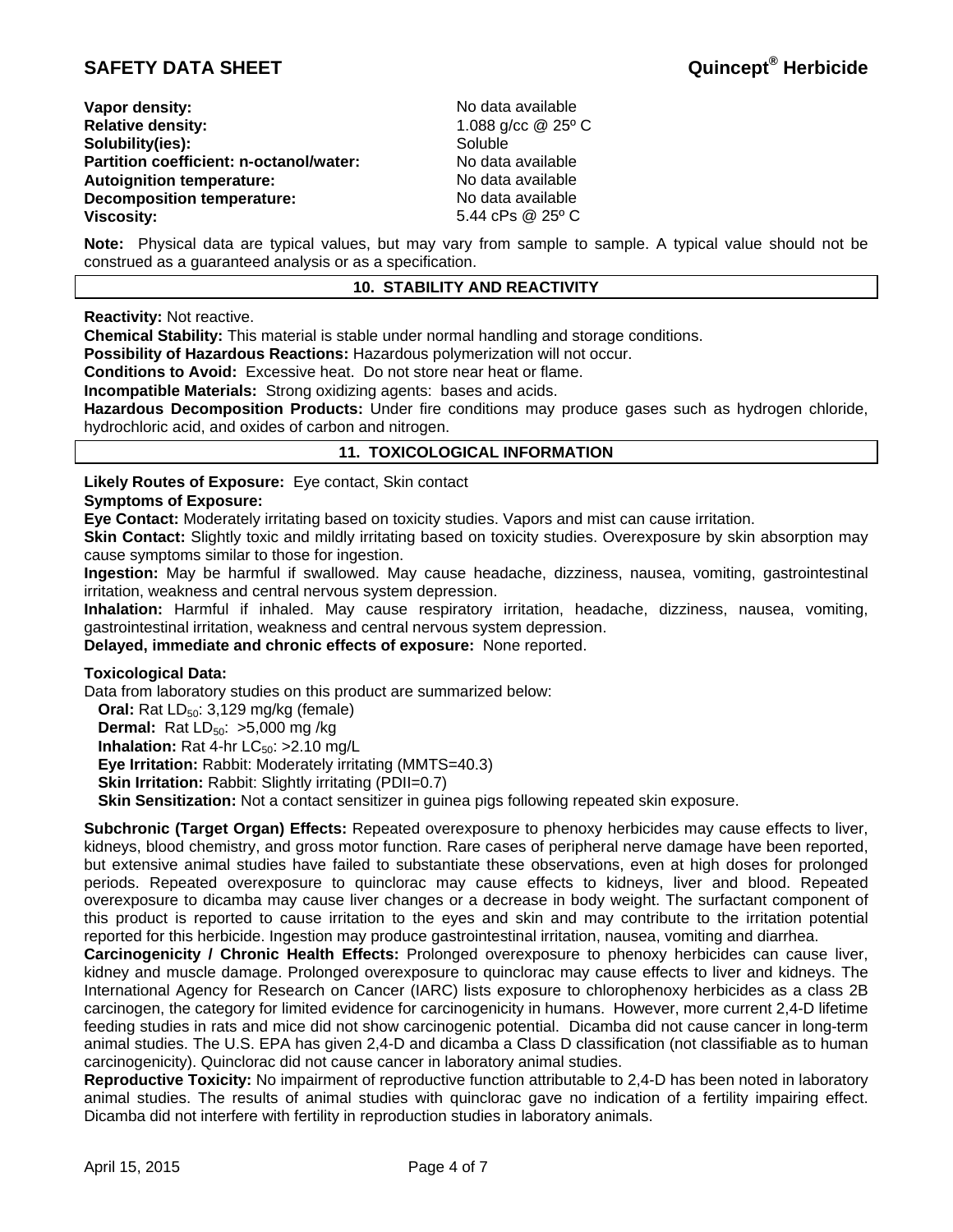**Vapor density:** No data available
**Relative density:** 1.088 g/cc @ 25º C
**Solubility(ies):** Soluble
**Partition coefficient: n-octanol/water:** No data available
**Autoignition temperature:** No data available
**Decomposition temperature:** No data available
**Viscosity:** 5.44 cPs @ 25º C

**Note:** Physical data are typical values, but may vary from sample to sample. A typical value should not be construed as a guaranteed analysis or as a specification.

## 10. STABILITY AND REACTIVITY

**Reactivity:** Not reactive.
**Chemical Stability:** This material is stable under normal handling and storage conditions.
**Possibility of Hazardous Reactions:** Hazardous polymerization will not occur.
**Conditions to Avoid:** Excessive heat. Do not store near heat or flame.
**Incompatible Materials:** Strong oxidizing agents: bases and acids.
**Hazardous Decomposition Products:** Under fire conditions may produce gases such as hydrogen chloride, hydrochloric acid, and oxides of carbon and nitrogen.

## 11. TOXICOLOGICAL INFORMATION

**Likely Routes of Exposure:** Eye contact, Skin contact
**Symptoms of Exposure:**
**Eye Contact:** Moderately irritating based on toxicity studies. Vapors and mist can cause irritation.
**Skin Contact:** Slightly toxic and mildly irritating based on toxicity studies. Overexposure by skin absorption may cause symptoms similar to those for ingestion.
**Ingestion:** May be harmful if swallowed. May cause headache, dizziness, nausea, vomiting, gastrointestinal irritation, weakness and central nervous system depression.
**Inhalation:** Harmful if inhaled. May cause respiratory irritation, headache, dizziness, nausea, vomiting, gastrointestinal irritation, weakness and central nervous system depression.
**Delayed, immediate and chronic effects of exposure:** None reported.

**Toxicological Data:**
Data from laboratory studies on this product are summarized below:
**Oral:** Rat $LD_{50}$: 3,129 mg/kg (female)
**Dermal:** Rat $LD_{50}$: >5,000 mg /kg
**Inhalation:** Rat 4-hr $LC_{50}$: >2.10 mg/L
**Eye Irritation:** Rabbit: Moderately irritating (MMTS=40.3)
**Skin Irritation:** Rabbit: Slightly irritating (PDII=0.7)
**Skin Sensitization:** Not a contact sensitizer in guinea pigs following repeated skin exposure.

**Subchronic (Target Organ) Effects:** Repeated overexposure to phenoxy herbicides may cause effects to liver, kidneys, blood chemistry, and gross motor function. Rare cases of peripheral nerve damage have been reported, but extensive animal studies have failed to substantiate these observations, even at high doses for prolonged periods. Repeated overexposure to quinclorac may cause effects to kidneys, liver and blood. Repeated overexposure to dicamba may cause liver changes or a decrease in body weight. The surfactant component of this product is reported to cause irritation to the eyes and skin and may contribute to the irritation potential reported for this herbicide. Ingestion may produce gastrointestinal irritation, nausea, vomiting and diarrhea.
**Carcinogenicity / Chronic Health Effects:** Prolonged overexposure to phenoxy herbicides can cause liver, kidney and muscle damage. Prolonged overexposure to quinclorac may cause effects to liver and kidneys. The International Agency for Research on Cancer (IARC) lists exposure to chlorophenoxy herbicides as a class 2B carcinogen, the category for limited evidence for carcinogenicity in humans. However, more current 2,4-D lifetime feeding studies in rats and mice did not show carcinogenic potential. Dicamba did not cause cancer in long-term animal studies. The U.S. EPA has given 2,4-D and dicamba a Class D classification (not classifiable as to human carcinogenicity). Quinclorac did not cause cancer in laboratory animal studies.
**Reproductive Toxicity:** No impairment of reproductive function attributable to 2,4-D has been noted in laboratory animal studies. The results of animal studies with quinclorac gave no indication of a fertility impairing effect. Dicamba did not interfere with fertility in reproduction studies in laboratory animals.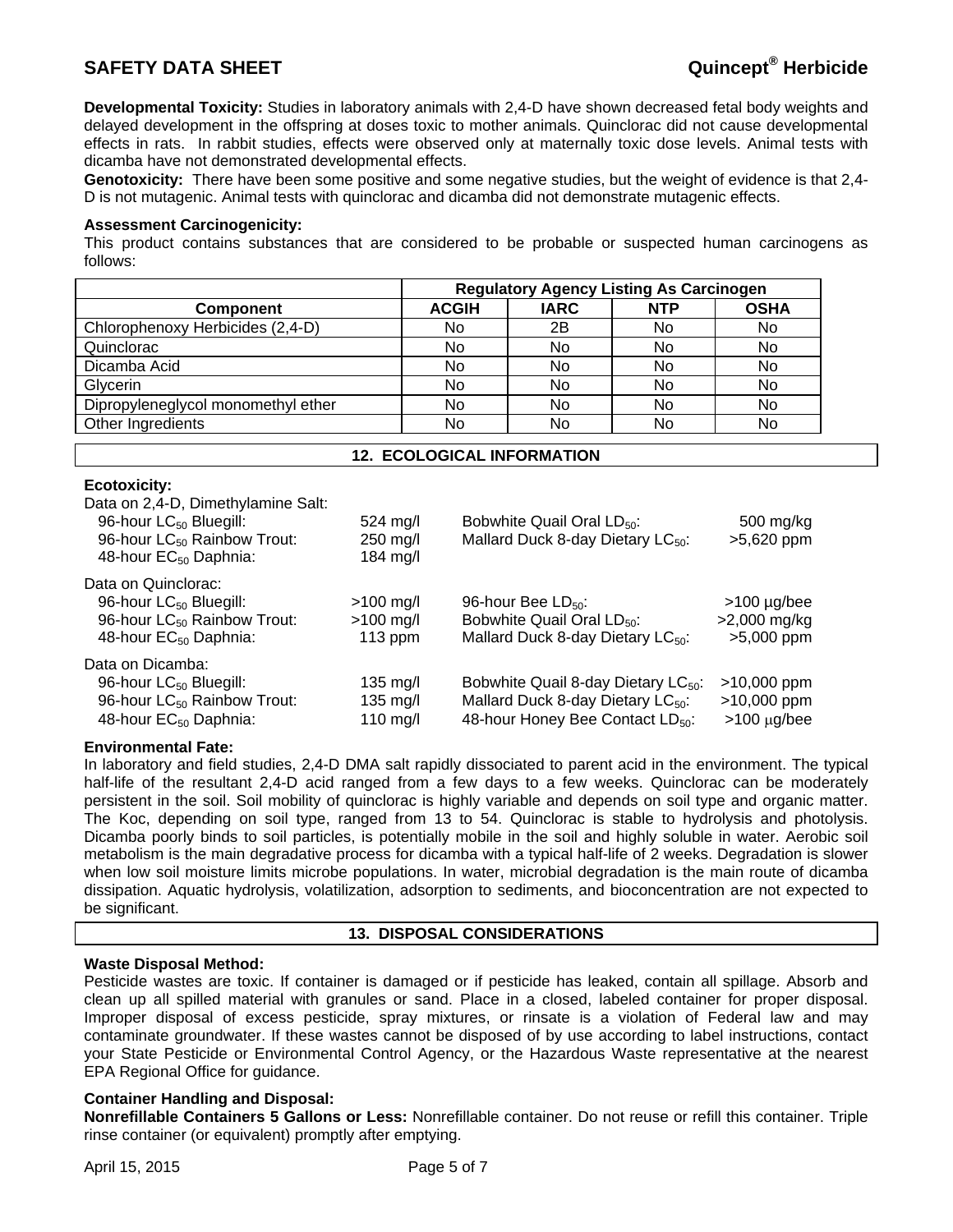**Developmental Toxicity:** Studies in laboratory animals with 2,4-D have shown decreased fetal body weights and delayed development in the offspring at doses toxic to mother animals. Quinclorac did not cause developmental effects in rats. In rabbit studies, effects were observed only at maternally toxic dose levels. Animal tests with dicamba have not demonstrated developmental effects.

**Genotoxicity:** There have been some positive and some negative studies, but the weight of evidence is that 2,4-D is not mutagenic. Animal tests with quinclorac and dicamba did not demonstrate mutagenic effects.

**Assessment Carcinogenicity:**

This product contains substances that are considered to be probable or suspected human carcinogens as follows:

| | Regulatory Agency Listing As Carcinogen | | | |
|---|---|---|---|---|
| **Component** | **ACGIH** | **IARC** | **NTP** | **OSHA** |
| Chlorophenoxy Herbicides (2,4-D) | No | 2B | No | No |
| Quinclorac | No | No | No | No |
| Dicamba Acid | No | No | No | No |
| Glycerin | No | No | No | No |
| Dipropyleneglycol monomethyl ether | No | No | No | No |
| Other Ingredients | No | No | No | No |

## 12. ECOLOGICAL INFORMATION

**Ecotoxicity:**

Data on 2,4-D, Dimethylamine Salt:

| | | | |
|---|---|---|---|
| 96-hour $LC_{50}$ Bluegill: | 524 mg/l | Bobwhite Quail Oral $LD_{50}$: | 500 mg/kg |
| 96-hour $LC_{50}$ Rainbow Trout: | 250 mg/l | Mallard Duck 8-day Dietary $LC_{50}$: | >5,620 ppm |
| 48-hour $EC_{50}$ Daphnia: | 184 mg/l | | |

Data on Quinclorac:

| | | | |
|---|---|---|---|
| 96-hour $LC_{50}$ Bluegill: | >100 mg/l | 96-hour Bee $LD_{50}$: | >100 µg/bee |
| 96-hour $LC_{50}$ Rainbow Trout: | >100 mg/l | Bobwhite Quail Oral $LD_{50}$: | >2,000 mg/kg |
| 48-hour $EC_{50}$ Daphnia: | 113 ppm | Mallard Duck 8-day Dietary $LC_{50}$: | >5,000 ppm |

Data on Dicamba:

| | | | |
|---|---|---|---|
| 96-hour $LC_{50}$ Bluegill: | 135 mg/l | Bobwhite Quail 8-day Dietary $LC_{50}$: | >10,000 ppm |
| 96-hour $LC_{50}$ Rainbow Trout: | 135 mg/l | Mallard Duck 8-day Dietary $LC_{50}$: | >10,000 ppm |
| 48-hour $EC_{50}$ Daphnia: | 110 mg/l | 48-hour Honey Bee Contact $LD_{50}$: | >100 µg/bee |

**Environmental Fate:**

In laboratory and field studies, 2,4-D DMA salt rapidly dissociated to parent acid in the environment. The typical half-life of the resultant 2,4-D acid ranged from a few days to a few weeks. Quinclorac can be moderately persistent in the soil. Soil mobility of quinclorac is highly variable and depends on soil type and organic matter. The Koc, depending on soil type, ranged from 13 to 54. Quinclorac is stable to hydrolysis and photolysis. Dicamba poorly binds to soil particles, is potentially mobile in the soil and highly soluble in water. Aerobic soil metabolism is the main degradative process for dicamba with a typical half-life of 2 weeks. Degradation is slower when low soil moisture limits microbe populations. In water, microbial degradation is the main route of dicamba dissipation. Aquatic hydrolysis, volatilization, adsorption to sediments, and bioconcentration are not expected to be significant.

## 13. DISPOSAL CONSIDERATIONS

**Waste Disposal Method:**

Pesticide wastes are toxic. If container is damaged or if pesticide has leaked, contain all spillage. Absorb and clean up all spilled material with granules or sand. Place in a closed, labeled container for proper disposal. Improper disposal of excess pesticide, spray mixtures, or rinsate is a violation of Federal law and may contaminate groundwater. If these wastes cannot be disposed of by use according to label instructions, contact your State Pesticide or Environmental Control Agency, or the Hazardous Waste representative at the nearest EPA Regional Office for guidance.

**Container Handling and Disposal:**

**Nonrefillable Containers 5 Gallons or Less:** Nonrefillable container. Do not reuse or refill this container. Triple rinse container (or equivalent) promptly after emptying.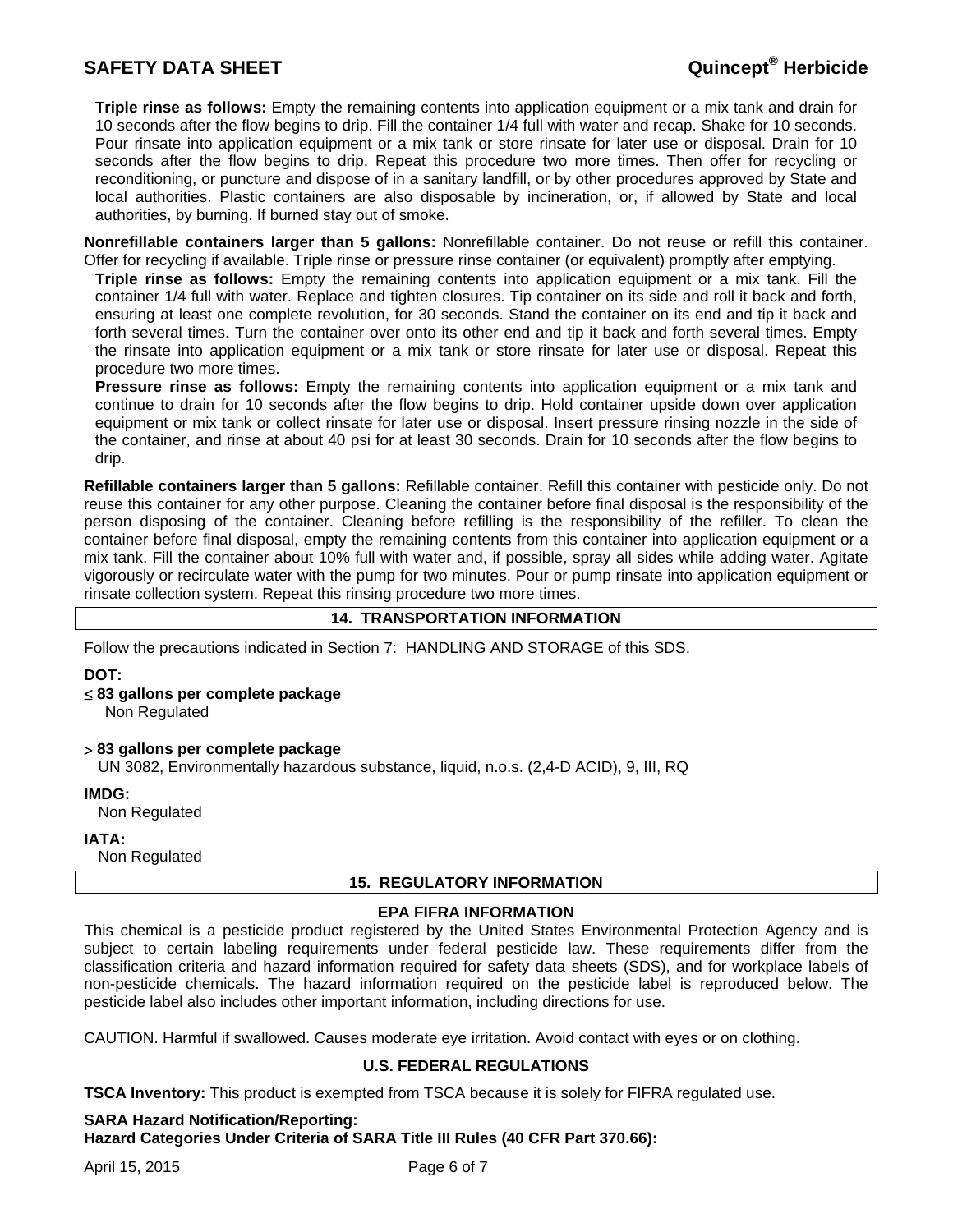**Triple rinse as follows:** Empty the remaining contents into application equipment or a mix tank and drain for 10 seconds after the flow begins to drip. Fill the container 1/4 full with water and recap. Shake for 10 seconds. Pour rinsate into application equipment or a mix tank or store rinsate for later use or disposal. Drain for 10 seconds after the flow begins to drip. Repeat this procedure two more times. Then offer for recycling or reconditioning, or puncture and dispose of in a sanitary landfill, or by other procedures approved by State and local authorities. Plastic containers are also disposable by incineration, or, if allowed by State and local authorities, by burning. If burned stay out of smoke.

**Nonrefillable containers larger than 5 gallons:** Nonrefillable container. Do not reuse or refill this container. Offer for recycling if available. Triple rinse or pressure rinse container (or equivalent) promptly after emptying.

**Triple rinse as follows:** Empty the remaining contents into application equipment or a mix tank. Fill the container 1/4 full with water. Replace and tighten closures. Tip container on its side and roll it back and forth, ensuring at least one complete revolution, for 30 seconds. Stand the container on its end and tip it back and forth several times. Turn the container over onto its other end and tip it back and forth several times. Empty the rinsate into application equipment or a mix tank or store rinsate for later use or disposal. Repeat this procedure two more times.

**Pressure rinse as follows:** Empty the remaining contents into application equipment or a mix tank and continue to drain for 10 seconds after the flow begins to drip. Hold container upside down over application equipment or mix tank or collect rinsate for later use or disposal. Insert pressure rinsing nozzle in the side of the container, and rinse at about 40 psi for at least 30 seconds. Drain for 10 seconds after the flow begins to drip.

**Refillable containers larger than 5 gallons:** Refillable container. Refill this container with pesticide only. Do not reuse this container for any other purpose. Cleaning the container before final disposal is the responsibility of the person disposing of the container. Cleaning before refilling is the responsibility of the refiller. To clean the container before final disposal, empty the remaining contents from this container into application equipment or a mix tank. Fill the container about 10% full with water and, if possible, spray all sides while adding water. Agitate vigorously or recirculate water with the pump for two minutes. Pour or pump rinsate into application equipment or rinsate collection system. Repeat this rinsing procedure two more times.

## 14. TRANSPORTATION INFORMATION

Follow the precautions indicated in Section 7: HANDLING AND STORAGE of this SDS.

**DOT:**

**≤ 83 gallons per complete package**
Non Regulated

**> 83 gallons per complete package**
UN 3082, Environmentally hazardous substance, liquid, n.o.s. (2,4-D ACID), 9, III, RQ

**IMDG:**
Non Regulated

**IATA:**
Non Regulated

## 15. REGULATORY INFORMATION

### EPA FIFRA INFORMATION

This chemical is a pesticide product registered by the United States Environmental Protection Agency and is subject to certain labeling requirements under federal pesticide law. These requirements differ from the classification criteria and hazard information required for safety data sheets (SDS), and for workplace labels of non-pesticide chemicals. The hazard information required on the pesticide label is reproduced below. The pesticide label also includes other important information, including directions for use.

CAUTION. Harmful if swallowed. Causes moderate eye irritation. Avoid contact with eyes or on clothing.

### U.S. FEDERAL REGULATIONS

**TSCA Inventory:** This product is exempted from TSCA because it is solely for FIFRA regulated use.

**SARA Hazard Notification/Reporting:**
**Hazard Categories Under Criteria of SARA Title III Rules (40 CFR Part 370.66):**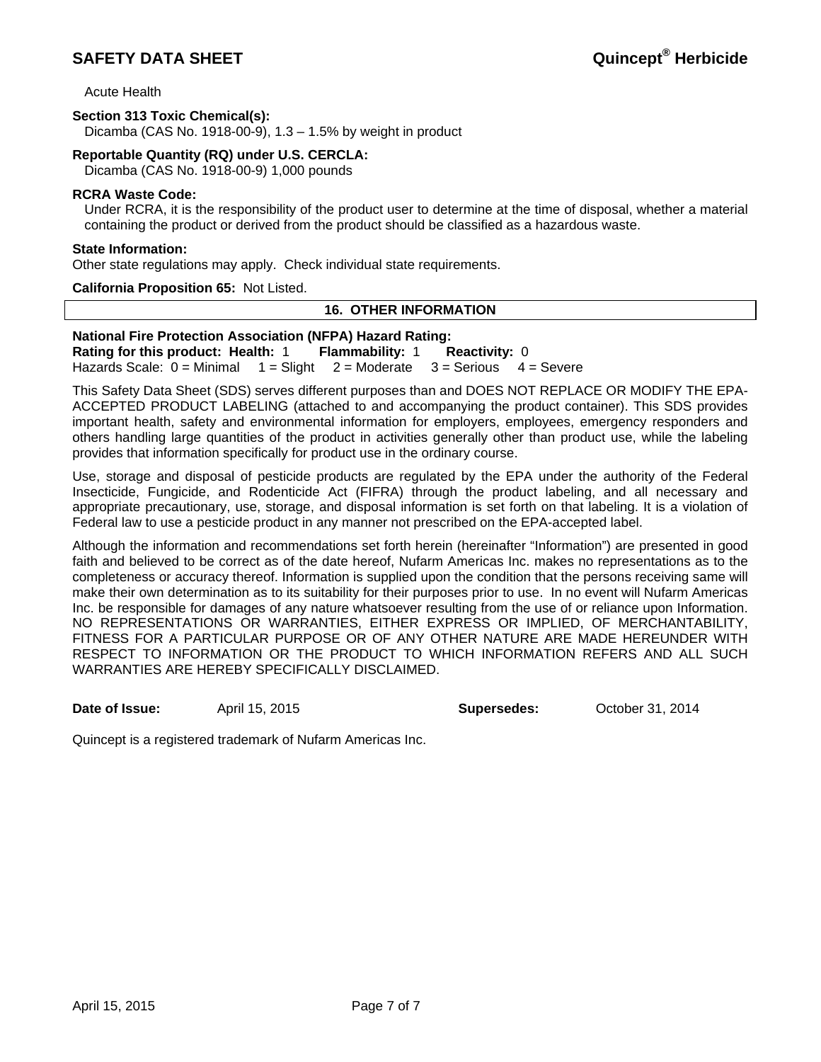Acute Health

**Section 313 Toxic Chemical(s):**
Dicamba (CAS No. 1918-00-9), 1.3 – 1.5% by weight in product

**Reportable Quantity (RQ) under U.S. CERCLA:**
Dicamba (CAS No. 1918-00-9) 1,000 pounds

**RCRA Waste Code:**
Under RCRA, it is the responsibility of the product user to determine at the time of disposal, whether a material containing the product or derived from the product should be classified as a hazardous waste.

**State Information:**
Other state regulations may apply. Check individual state requirements.

**California Proposition 65:** Not Listed.

## 16. OTHER INFORMATION

**National Fire Protection Association (NFPA) Hazard Rating:**
**Rating for this product: Health:** 1 **Flammability:** 1 **Reactivity:** 0
Hazards Scale: 0 = Minimal 1 = Slight 2 = Moderate 3 = Serious 4 = Severe

This Safety Data Sheet (SDS) serves different purposes than and DOES NOT REPLACE OR MODIFY THE EPA-ACCEPTED PRODUCT LABELING (attached to and accompanying the product container). This SDS provides important health, safety and environmental information for employers, employees, emergency responders and others handling large quantities of the product in activities generally other than product use, while the labeling provides that information specifically for product use in the ordinary course.

Use, storage and disposal of pesticide products are regulated by the EPA under the authority of the Federal Insecticide, Fungicide, and Rodenticide Act (FIFRA) through the product labeling, and all necessary and appropriate precautionary, use, storage, and disposal information is set forth on that labeling. It is a violation of Federal law to use a pesticide product in any manner not prescribed on the EPA-accepted label.

Although the information and recommendations set forth herein (hereinafter "Information") are presented in good faith and believed to be correct as of the date hereof, Nufarm Americas Inc. makes no representations as to the completeness or accuracy thereof. Information is supplied upon the condition that the persons receiving same will make their own determination as to its suitability for their purposes prior to use. In no event will Nufarm Americas Inc. be responsible for damages of any nature whatsoever resulting from the use of or reliance upon Information. NO REPRESENTATIONS OR WARRANTIES, EITHER EXPRESS OR IMPLIED, OF MERCHANTABILITY, FITNESS FOR A PARTICULAR PURPOSE OR OF ANY OTHER NATURE ARE MADE HEREUNDER WITH RESPECT TO INFORMATION OR THE PRODUCT TO WHICH INFORMATION REFERS AND ALL SUCH WARRANTIES ARE HEREBY SPECIFICALLY DISCLAIMED.

**Date of Issue:** April 15, 2015 **Supersedes:** October 31, 2014

Quincept is a registered trademark of Nufarm Americas Inc.